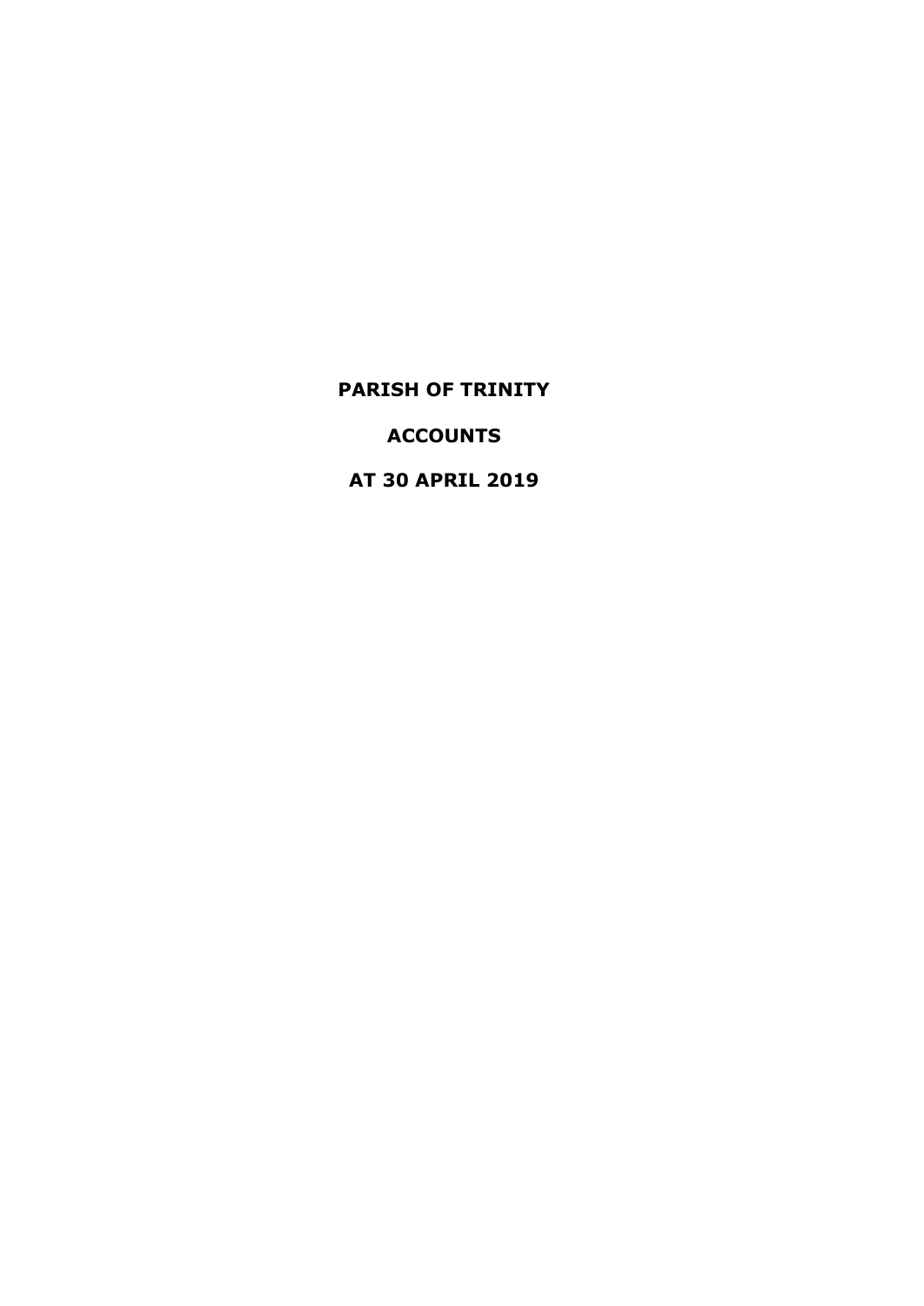# PARISH OF TRINITY

# ACCOUNTS

# AT 30 APRIL 2019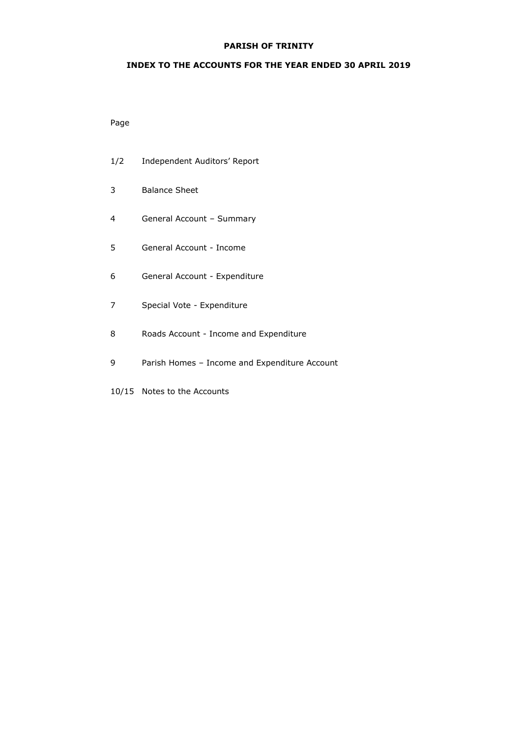**PARISH OF TRINITY**

**INDEX TO THE ACCOUNTS FOR THE YEAR ENDED 30 APRIL 2019**

| Page | |
|---|---|
| 1/2 | Independent Auditors' Report |
| 3 | Balance Sheet |
| 4 | General Account – Summary |
| 5 | General Account - Income |
| 6 | General Account - Expenditure |
| 7 | Special Vote - Expenditure |
| 8 | Roads Account - Income and Expenditure |
| 9 | Parish Homes – Income and Expenditure Account |
| 10/15 | Notes to the Accounts |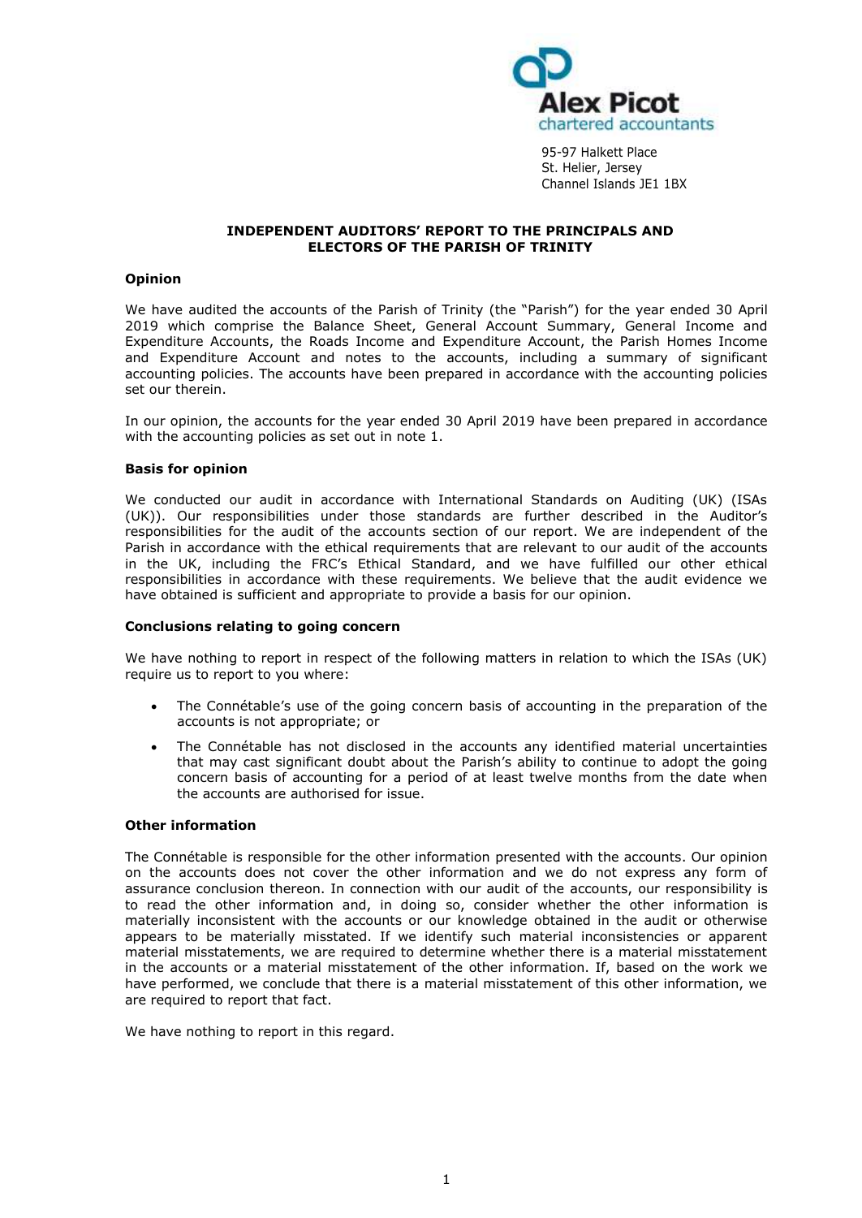Alex Picot
chartered accountants

95-97 Halkett Place
St. Helier, Jersey
Channel Islands JE1 1BX

**INDEPENDENT AUDITORS' REPORT TO THE PRINCIPALS AND ELECTORS OF THE PARISH OF TRINITY**

**Opinion**

We have audited the accounts of the Parish of Trinity (the "Parish") for the year ended 30 April 2019 which comprise the Balance Sheet, General Account Summary, General Income and Expenditure Accounts, the Roads Income and Expenditure Account, the Parish Homes Income and Expenditure Account and notes to the accounts, including a summary of significant accounting policies. The accounts have been prepared in accordance with the accounting policies set our therein.

In our opinion, the accounts for the year ended 30 April 2019 have been prepared in accordance with the accounting policies as set out in note 1.

**Basis for opinion**

We conducted our audit in accordance with International Standards on Auditing (UK) (ISAs (UK)). Our responsibilities under those standards are further described in the Auditor's responsibilities for the audit of the accounts section of our report. We are independent of the Parish in accordance with the ethical requirements that are relevant to our audit of the accounts in the UK, including the FRC's Ethical Standard, and we have fulfilled our other ethical responsibilities in accordance with these requirements. We believe that the audit evidence we have obtained is sufficient and appropriate to provide a basis for our opinion.

**Conclusions relating to going concern**

We have nothing to report in respect of the following matters in relation to which the ISAs (UK) require us to report to you where:

- The Connétable's use of the going concern basis of accounting in the preparation of the accounts is not appropriate; or
- The Connétable has not disclosed in the accounts any identified material uncertainties that may cast significant doubt about the Parish's ability to continue to adopt the going concern basis of accounting for a period of at least twelve months from the date when the accounts are authorised for issue.

**Other information**

The Connétable is responsible for the other information presented with the accounts. Our opinion on the accounts does not cover the other information and we do not express any form of assurance conclusion thereon. In connection with our audit of the accounts, our responsibility is to read the other information and, in doing so, consider whether the other information is materially inconsistent with the accounts or our knowledge obtained in the audit or otherwise appears to be materially misstated. If we identify such material inconsistencies or apparent material misstatements, we are required to determine whether there is a material misstatement in the accounts or a material misstatement of the other information. If, based on the work we have performed, we conclude that there is a material misstatement of this other information, we are required to report that fact.

We have nothing to report in this regard.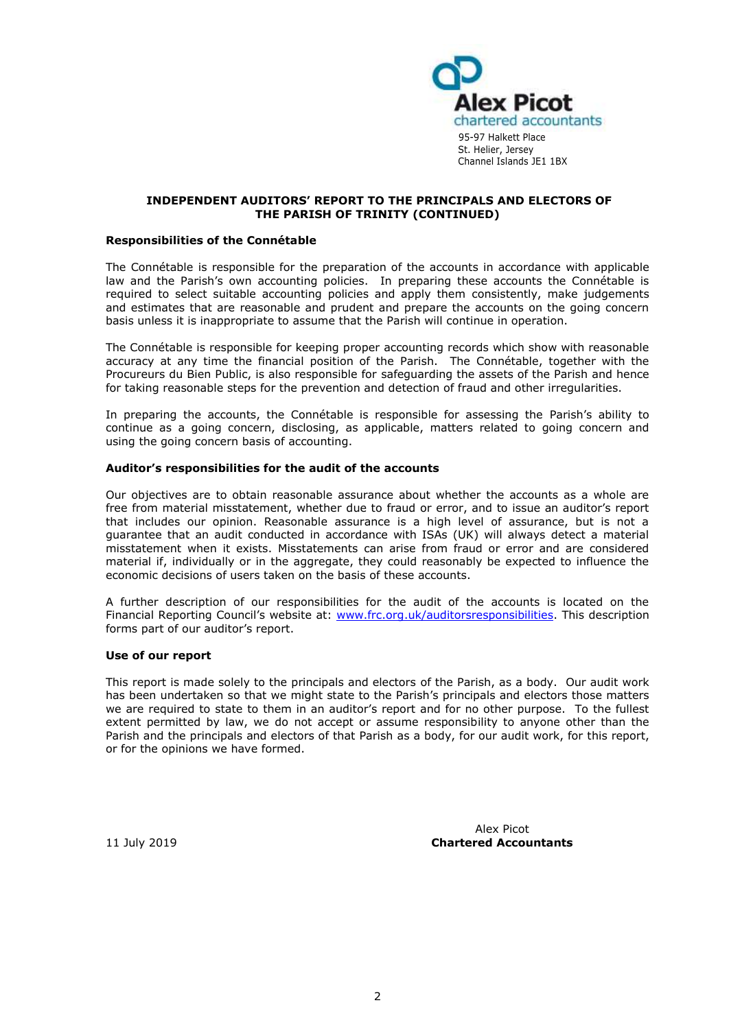Alex Picot
chartered accountants
95-97 Halkett Place
St. Helier, Jersey
Channel Islands JE1 1BX

## INDEPENDENT AUDITORS' REPORT TO THE PRINCIPALS AND ELECTORS OF THE PARISH OF TRINITY (CONTINUED)

### Responsibilities of the Connétable

The Connétable is responsible for the preparation of the accounts in accordance with applicable law and the Parish's own accounting policies. In preparing these accounts the Connétable is required to select suitable accounting policies and apply them consistently, make judgements and estimates that are reasonable and prudent and prepare the accounts on the going concern basis unless it is inappropriate to assume that the Parish will continue in operation.

The Connétable is responsible for keeping proper accounting records which show with reasonable accuracy at any time the financial position of the Parish. The Connétable, together with the Procureurs du Bien Public, is also responsible for safeguarding the assets of the Parish and hence for taking reasonable steps for the prevention and detection of fraud and other irregularities.

In preparing the accounts, the Connétable is responsible for assessing the Parish's ability to continue as a going concern, disclosing, as applicable, matters related to going concern and using the going concern basis of accounting.

### Auditor's responsibilities for the audit of the accounts

Our objectives are to obtain reasonable assurance about whether the accounts as a whole are free from material misstatement, whether due to fraud or error, and to issue an auditor's report that includes our opinion. Reasonable assurance is a high level of assurance, but is not a guarantee that an audit conducted in accordance with ISAs (UK) will always detect a material misstatement when it exists. Misstatements can arise from fraud or error and are considered material if, individually or in the aggregate, they could reasonably be expected to influence the economic decisions of users taken on the basis of these accounts.

A further description of our responsibilities for the audit of the accounts is located on the Financial Reporting Council's website at: www.frc.org.uk/auditorsresponsibilities. This description forms part of our auditor's report.

### Use of our report

This report is made solely to the principals and electors of the Parish, as a body. Our audit work has been undertaken so that we might state to the Parish's principals and electors those matters we are required to state to them in an auditor's report and for no other purpose. To the fullest extent permitted by law, we do not accept or assume responsibility to anyone other than the Parish and the principals and electors of that Parish as a body, for our audit work, for this report, or for the opinions we have formed.

11 July 2019

Alex Picot
**Chartered Accountants**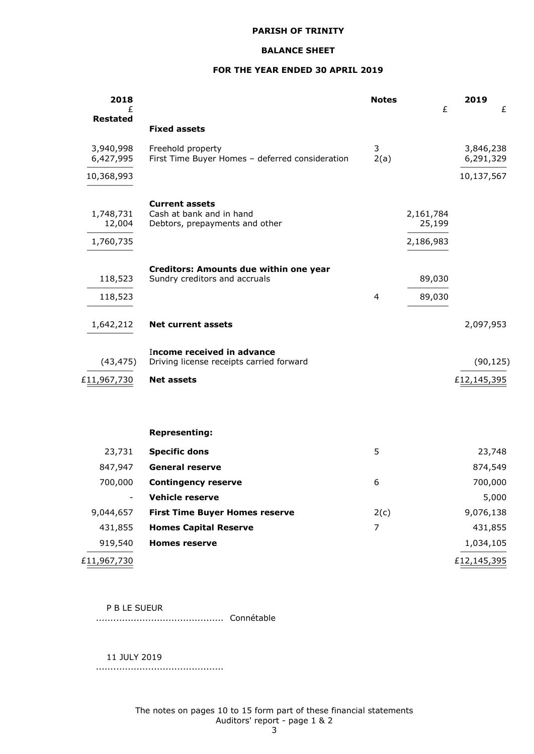**PARISH OF TRINITY**

**BALANCE SHEET**

**FOR THE YEAR ENDED 30 APRIL 2019**

| 2018 £ Restated | | Notes | £ | 2019 £ |
|---|---|---|---|---|
| | **Fixed assets** | | | |
| 3,940,998 | Freehold property | 3 | | 3,846,238 |
| 6,427,995 | First Time Buyer Homes – deferred consideration | 2(a) | | 6,291,329 |
| 10,368,993 | | | | 10,137,567 |
| | **Current assets** | | | |
| 1,748,731 | Cash at bank and in hand | | 2,161,784 | |
| 12,004 | Debtors, prepayments and other | | 25,199 | |
| 1,760,735 | | | 2,186,983 | |
| | **Creditors: Amounts due within one year** | | | |
| 118,523 | Sundry creditors and accruals | | 89,030 | |
| 118,523 | | 4 | 89,030 | |
| 1,642,212 | **Net current assets** | | | 2,097,953 |
| | **Income received in advance** | | | |
| (43,475) | Driving license receipts carried forward | | | (90,125) |
| £11,967,730 | **Net assets** | | | £12,145,395 |

| 2018 £ | | Notes | 2019 £ |
|---|---|---|---|
| | **Representing:** | | |
| 23,731 | **Specific dons** | 5 | 23,748 |
| 847,947 | **General reserve** | | 874,549 |
| 700,000 | **Contingency reserve** | 6 | 700,000 |
| - | **Vehicle reserve** | | 5,000 |
| 9,044,657 | **First Time Buyer Homes reserve** | 2(c) | 9,076,138 |
| 431,855 | **Homes Capital Reserve** | 7 | 431,855 |
| 919,540 | **Homes reserve** | | 1,034,105 |
| £11,967,730 | | | £12,145,395 |

P B LE SUEUR
............................................ Connétable

11 JULY 2019
............................................

The notes on pages 10 to 15 form part of these financial statements
Auditors' report - page 1 & 2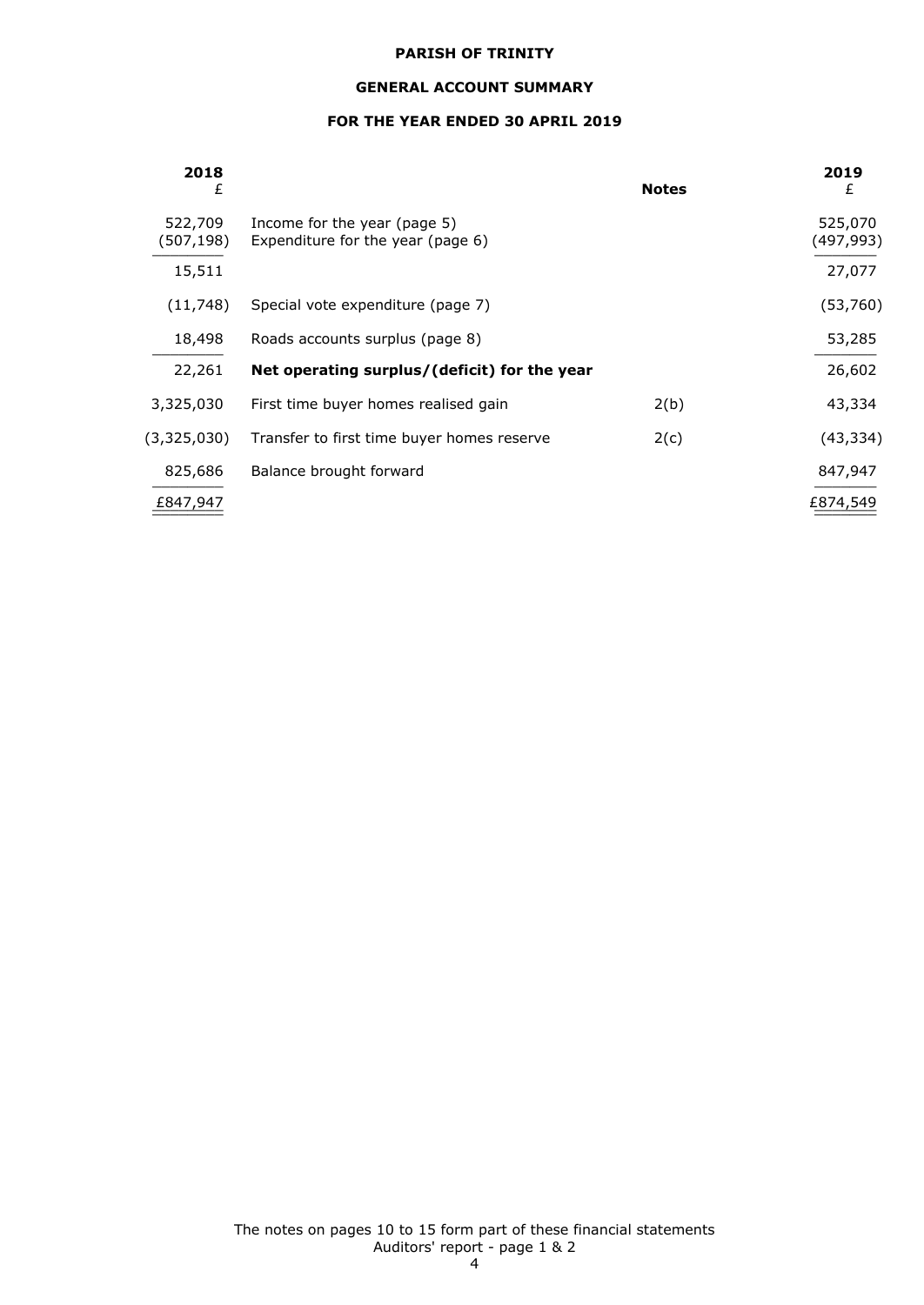**PARISH OF TRINITY**

**GENERAL ACCOUNT SUMMARY**

**FOR THE YEAR ENDED 30 APRIL 2019**

| 2018 £ | | Notes | 2019 £ |
|---|---|---|---|
| 522,709 | Income for the year (page 5) | | 525,070 |
| (507,198) | Expenditure for the year (page 6) | | (497,993) |
| 15,511 | | | 27,077 |
| (11,748) | Special vote expenditure (page 7) | | (53,760) |
| 18,498 | Roads accounts surplus (page 8) | | 53,285 |
| 22,261 | **Net operating surplus/(deficit) for the year** | | 26,602 |
| 3,325,030 | First time buyer homes realised gain | 2(b) | 43,334 |
| (3,325,030) | Transfer to first time buyer homes reserve | 2(c) | (43,334) |
| 825,686 | Balance brought forward | | 847,947 |
| £847,947 | | | £874,549 |

The notes on pages 10 to 15 form part of these financial statements
Auditors' report - page 1 & 2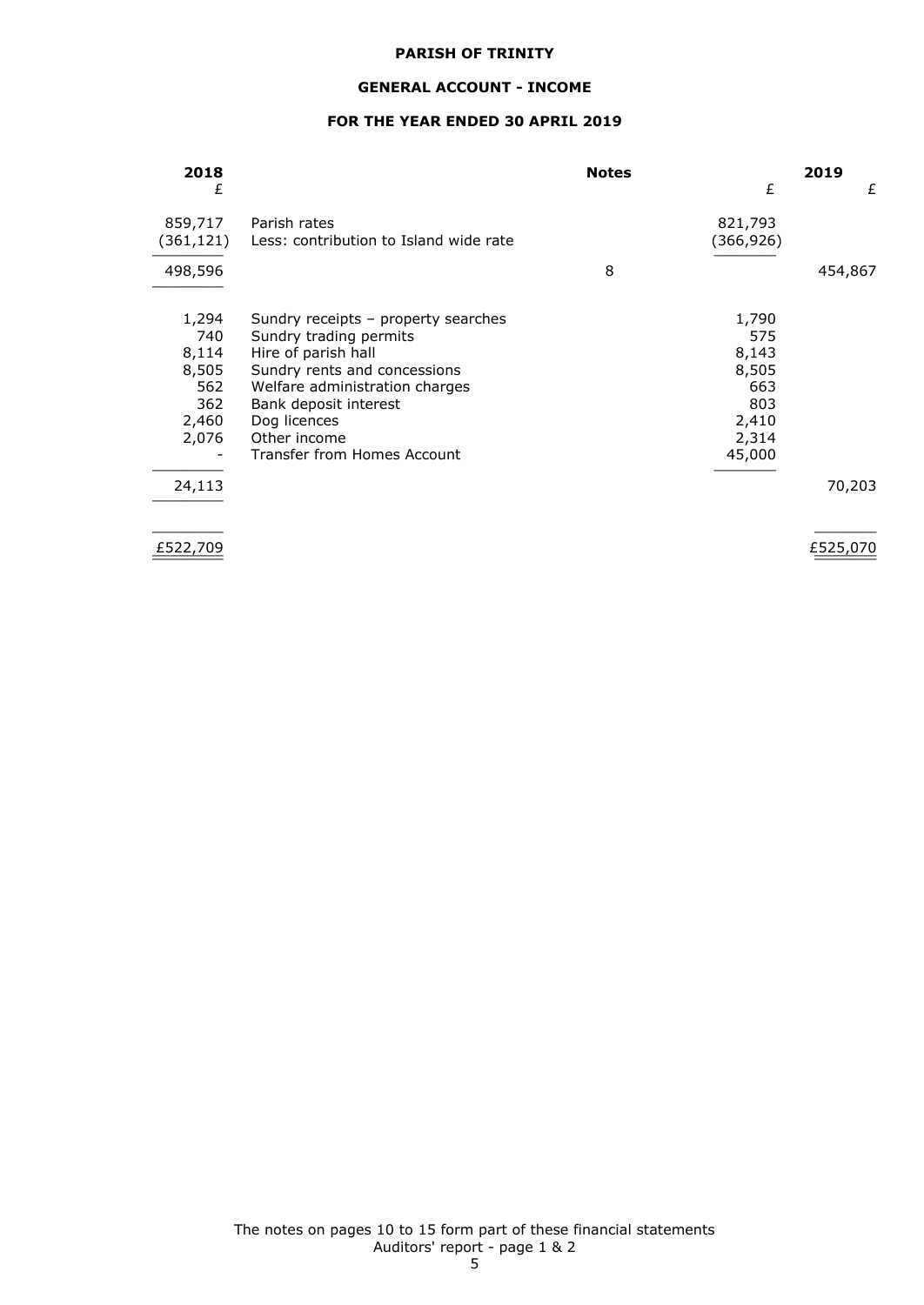**PARISH OF TRINITY**

**GENERAL ACCOUNT - INCOME**

**FOR THE YEAR ENDED 30 APRIL 2019**

| 2018 £ | | Notes | 2019 £ | 2019 £ |
|---|---|---|---|---|
| 859,717 | Parish rates | | 821,793 | |
| (361,121) | Less: contribution to Island wide rate | | (366,926) | |
| 498,596 | | 8 | | 454,867 |
| 1,294 | Sundry receipts – property searches | | 1,790 | |
| 740 | Sundry trading permits | | 575 | |
| 8,114 | Hire of parish hall | | 8,143 | |
| 8,505 | Sundry rents and concessions | | 8,505 | |
| 562 | Welfare administration charges | | 663 | |
| 362 | Bank deposit interest | | 803 | |
| 2,460 | Dog licences | | 2,410 | |
| 2,076 | Other income | | 2,314 | |
| - | Transfer from Homes Account | | 45,000 | |
| 24,113 | | | | 70,203 |
| £522,709 | | | | £525,070 |

The notes on pages 10 to 15 form part of these financial statements
Auditors' report - page 1 & 2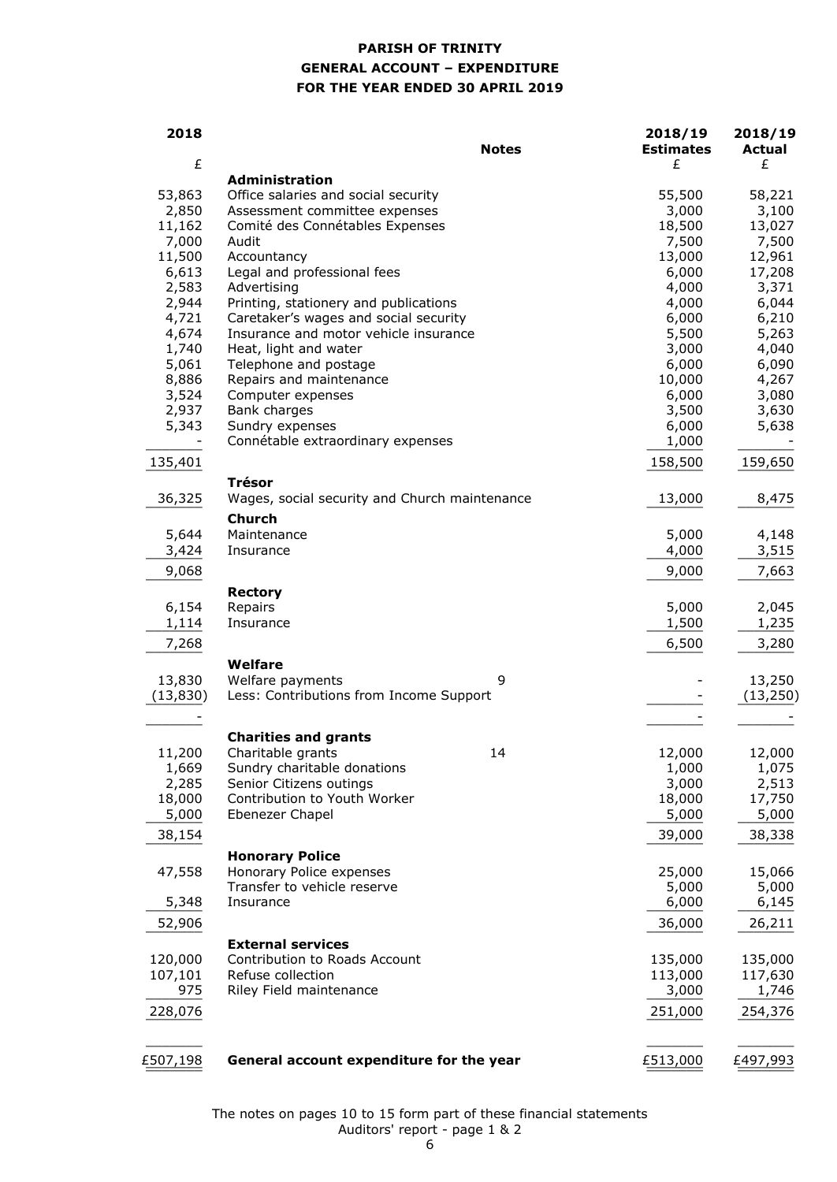**PARISH OF TRINITY**

**GENERAL ACCOUNT – EXPENDITURE**

**FOR THE YEAR ENDED 30 APRIL 2019**

| 2018 £ | | Notes | 2018/19 Estimates £ | 2018/19 Actual £ |
|---|---|---|---|---|
| | **Administration** | | | |
| 53,863 | Office salaries and social security | | 55,500 | 58,221 |
| 2,850 | Assessment committee expenses | | 3,000 | 3,100 |
| 11,162 | Comité des Connétables Expenses | | 18,500 | 13,027 |
| 7,000 | Audit | | 7,500 | 7,500 |
| 11,500 | Accountancy | | 13,000 | 12,961 |
| 6,613 | Legal and professional fees | | 6,000 | 17,208 |
| 2,583 | Advertising | | 4,000 | 3,371 |
| 2,944 | Printing, stationery and publications | | 4,000 | 6,044 |
| 4,721 | Caretaker's wages and social security | | 6,000 | 6,210 |
| 4,674 | Insurance and motor vehicle insurance | | 5,500 | 5,263 |
| 1,740 | Heat, light and water | | 3,000 | 4,040 |
| 5,061 | Telephone and postage | | 6,000 | 6,090 |
| 8,886 | Repairs and maintenance | | 10,000 | 4,267 |
| 3,524 | Computer expenses | | 6,000 | 3,080 |
| 2,937 | Bank charges | | 3,500 | 3,630 |
| 5,343 | Sundry expenses | | 6,000 | 5,638 |
| - | Connétable extraordinary expenses | | 1,000 | - |
| 135,401 | | | 158,500 | 159,650 |
| | **Trésor** | | | |
| 36,325 | Wages, social security and Church maintenance | | 13,000 | 8,475 |
| | **Church** | | | |
| 5,644 | Maintenance | | 5,000 | 4,148 |
| 3,424 | Insurance | | 4,000 | 3,515 |
| 9,068 | | | 9,000 | 7,663 |
| | **Rectory** | | | |
| 6,154 | Repairs | | 5,000 | 2,045 |
| 1,114 | Insurance | | 1,500 | 1,235 |
| 7,268 | | | 6,500 | 3,280 |
| | **Welfare** | | | |
| 13,830 | Welfare payments | 9 | - | 13,250 |
| (13,830) | Less: Contributions from Income Support | | - | (13,250) |
| - | | | - | - |
| | **Charities and grants** | | | |
| 11,200 | Charitable grants | 14 | 12,000 | 12,000 |
| 1,669 | Sundry charitable donations | | 1,000 | 1,075 |
| 2,285 | Senior Citizens outings | | 3,000 | 2,513 |
| 18,000 | Contribution to Youth Worker | | 18,000 | 17,750 |
| 5,000 | Ebenezer Chapel | | 5,000 | 5,000 |
| 38,154 | | | 39,000 | 38,338 |
| | **Honorary Police** | | | |
| 47,558 | Honorary Police expenses | | 25,000 | 15,066 |
| | Transfer to vehicle reserve | | 5,000 | 5,000 |
| 5,348 | Insurance | | 6,000 | 6,145 |
| 52,906 | | | 36,000 | 26,211 |
| | **External services** | | | |
| 120,000 | Contribution to Roads Account | | 135,000 | 135,000 |
| 107,101 | Refuse collection | | 113,000 | 117,630 |
| 975 | Riley Field maintenance | | 3,000 | 1,746 |
| 228,076 | | | 251,000 | 254,376 |
| £507,198 | **General account expenditure for the year** | | £513,000 | £497,993 |

The notes on pages 10 to 15 form part of these financial statements

Auditors' report - page 1 & 2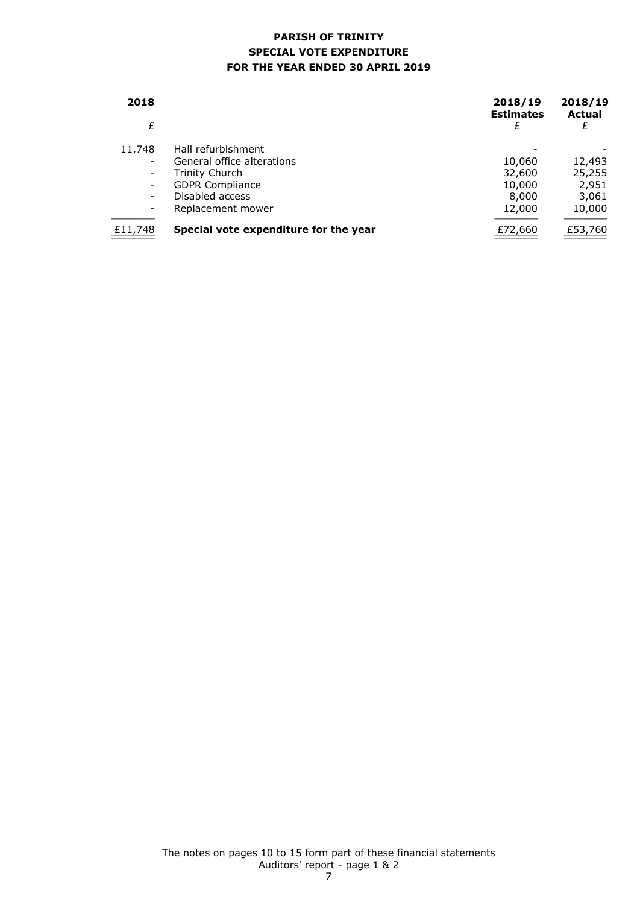**PARISH OF TRINITY**
**SPECIAL VOTE EXPENDITURE**
**FOR THE YEAR ENDED 30 APRIL 2019**

| 2018 £ | | 2018/19 Estimates £ | 2018/19 Actual £ |
|---|---|---|---|
| 11,748 | Hall refurbishment | - | - |
| - | General office alterations | 10,060 | 12,493 |
| - | Trinity Church | 32,600 | 25,255 |
| - | GDPR Compliance | 10,000 | 2,951 |
| - | Disabled access | 8,000 | 3,061 |
| - | Replacement mower | 12,000 | 10,000 |
| £11,748 | **Special vote expenditure for the year** | £72,660 | £53,760 |

The notes on pages 10 to 15 form part of these financial statements
Auditors' report - page 1 & 2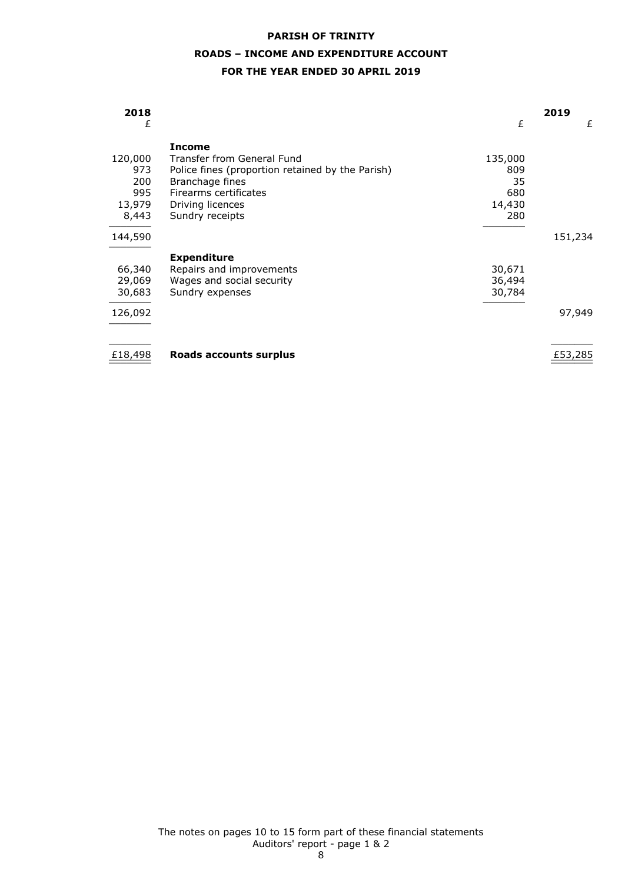**PARISH OF TRINITY**

**ROADS – INCOME AND EXPENDITURE ACCOUNT**

**FOR THE YEAR ENDED 30 APRIL 2019**

| 2018 £ | | £ | 2019 £ |
|---|---|---|---|
| | **Income** | | |
| 120,000 | Transfer from General Fund | 135,000 | |
| 973 | Police fines (proportion retained by the Parish) | 809 | |
| 200 | Branchage fines | 35 | |
| 995 | Firearms certificates | 680 | |
| 13,979 | Driving licences | 14,430 | |
| 8,443 | Sundry receipts | 280 | |
| 144,590 | | | 151,234 |
| | **Expenditure** | | |
| 66,340 | Repairs and improvements | 30,671 | |
| 29,069 | Wages and social security | 36,494 | |
| 30,683 | Sundry expenses | 30,784 | |
| 126,092 | | | 97,949 |
| £18,498 | **Roads accounts surplus** | | £53,285 |

The notes on pages 10 to 15 form part of these financial statements
Auditors' report - page 1 & 2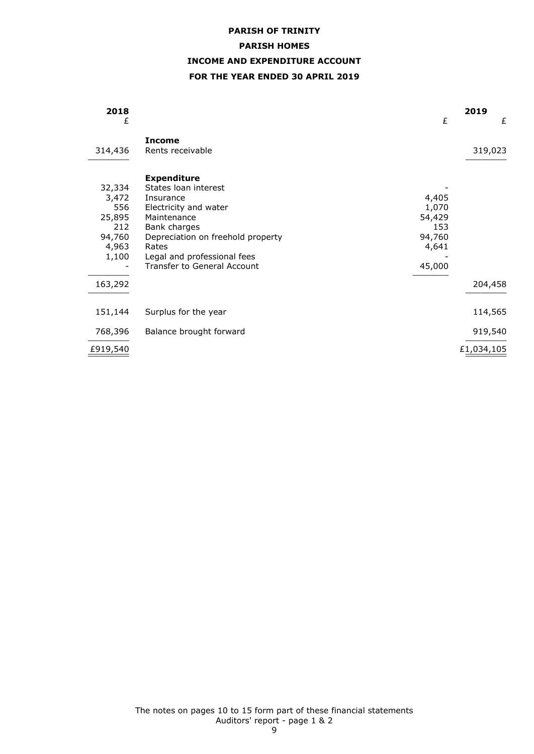**PARISH OF TRINITY**

**PARISH HOMES**

**INCOME AND EXPENDITURE ACCOUNT**

**FOR THE YEAR ENDED 30 APRIL 2019**

| 2018 £ | | £ | 2019 £ |
|---|---|---|---|
| | **Income** | | |
| 314,436 | Rents receivable | | 319,023 |
| | **Expenditure** | | |
| 32,334 | States loan interest | - | |
| 3,472 | Insurance | 4,405 | |
| 556 | Electricity and water | 1,070 | |
| 25,895 | Maintenance | 54,429 | |
| 212 | Bank charges | 153 | |
| 94,760 | Depreciation on freehold property | 94,760 | |
| 4,963 | Rates | 4,641 | |
| 1,100 | Legal and professional fees | - | |
| - | Transfer to General Account | 45,000 | |
| 163,292 | | | 204,458 |
| 151,144 | Surplus for the year | | 114,565 |
| 768,396 | Balance brought forward | | 919,540 |
| £919,540 | | | £1,034,105 |

The notes on pages 10 to 15 form part of these financial statements
Auditors' report - page 1 & 2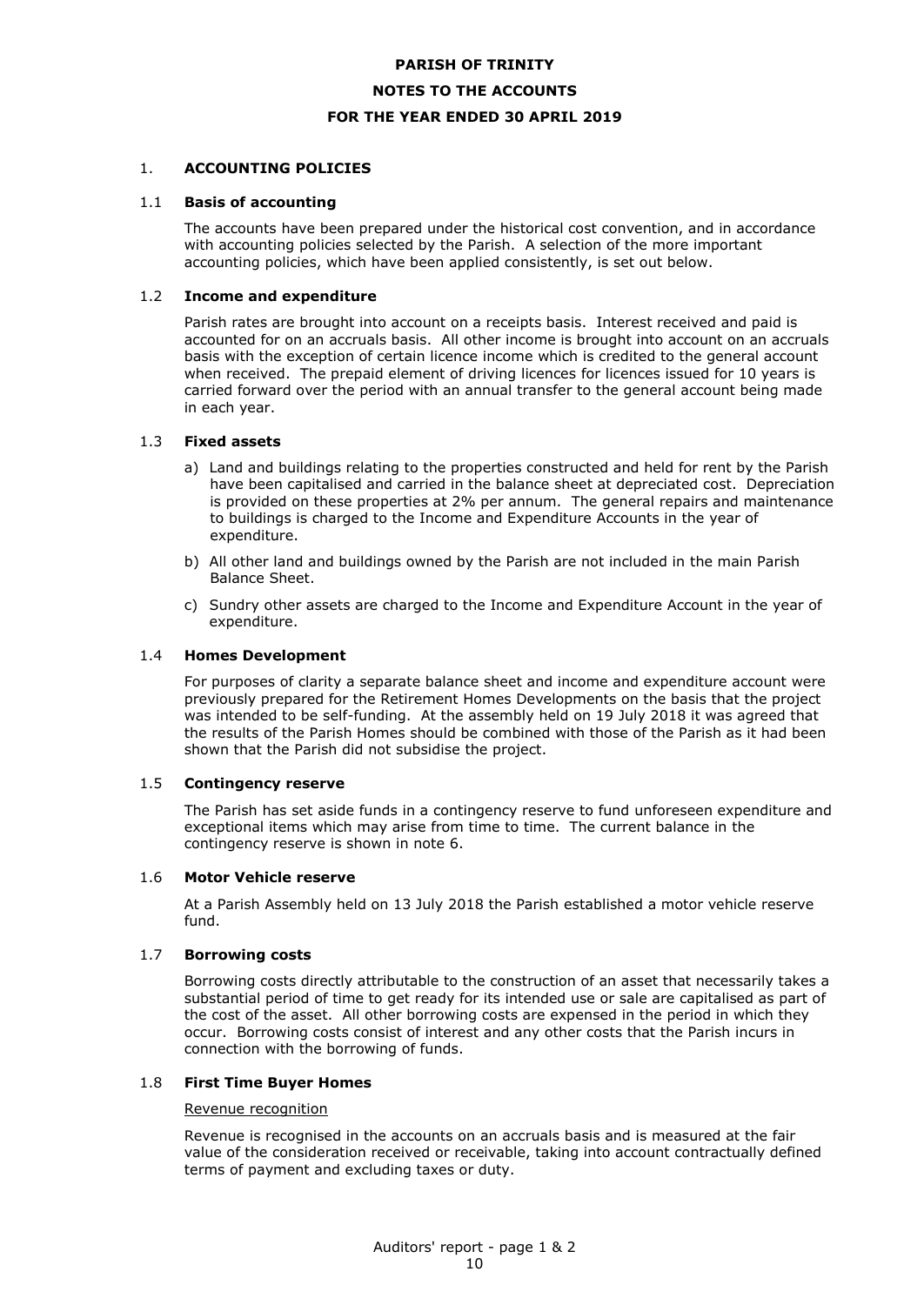# PARISH OF TRINITY

## NOTES TO THE ACCOUNTS

## FOR THE YEAR ENDED 30 APRIL 2019

### 1. ACCOUNTING POLICIES

#### 1.1 Basis of accounting

The accounts have been prepared under the historical cost convention, and in accordance with accounting policies selected by the Parish. A selection of the more important accounting policies, which have been applied consistently, is set out below.

#### 1.2 Income and expenditure

Parish rates are brought into account on a receipts basis. Interest received and paid is accounted for on an accruals basis. All other income is brought into account on an accruals basis with the exception of certain licence income which is credited to the general account when received. The prepaid element of driving licences for licences issued for 10 years is carried forward over the period with an annual transfer to the general account being made in each year.

#### 1.3 Fixed assets

a) Land and buildings relating to the properties constructed and held for rent by the Parish have been capitalised and carried in the balance sheet at depreciated cost. Depreciation is provided on these properties at 2% per annum. The general repairs and maintenance to buildings is charged to the Income and Expenditure Accounts in the year of expenditure.

b) All other land and buildings owned by the Parish are not included in the main Parish Balance Sheet.

c) Sundry other assets are charged to the Income and Expenditure Account in the year of expenditure.

#### 1.4 Homes Development

For purposes of clarity a separate balance sheet and income and expenditure account were previously prepared for the Retirement Homes Developments on the basis that the project was intended to be self-funding. At the assembly held on 19 July 2018 it was agreed that the results of the Parish Homes should be combined with those of the Parish as it had been shown that the Parish did not subsidise the project.

#### 1.5 Contingency reserve

The Parish has set aside funds in a contingency reserve to fund unforeseen expenditure and exceptional items which may arise from time to time. The current balance in the contingency reserve is shown in note 6.

#### 1.6 Motor Vehicle reserve

At a Parish Assembly held on 13 July 2018 the Parish established a motor vehicle reserve fund.

#### 1.7 Borrowing costs

Borrowing costs directly attributable to the construction of an asset that necessarily takes a substantial period of time to get ready for its intended use or sale are capitalised as part of the cost of the asset. All other borrowing costs are expensed in the period in which they occur. Borrowing costs consist of interest and any other costs that the Parish incurs in connection with the borrowing of funds.

#### 1.8 First Time Buyer Homes

Revenue recognition

Revenue is recognised in the accounts on an accruals basis and is measured at the fair value of the consideration received or receivable, taking into account contractually defined terms of payment and excluding taxes or duty.

Auditors' report - page 1 & 2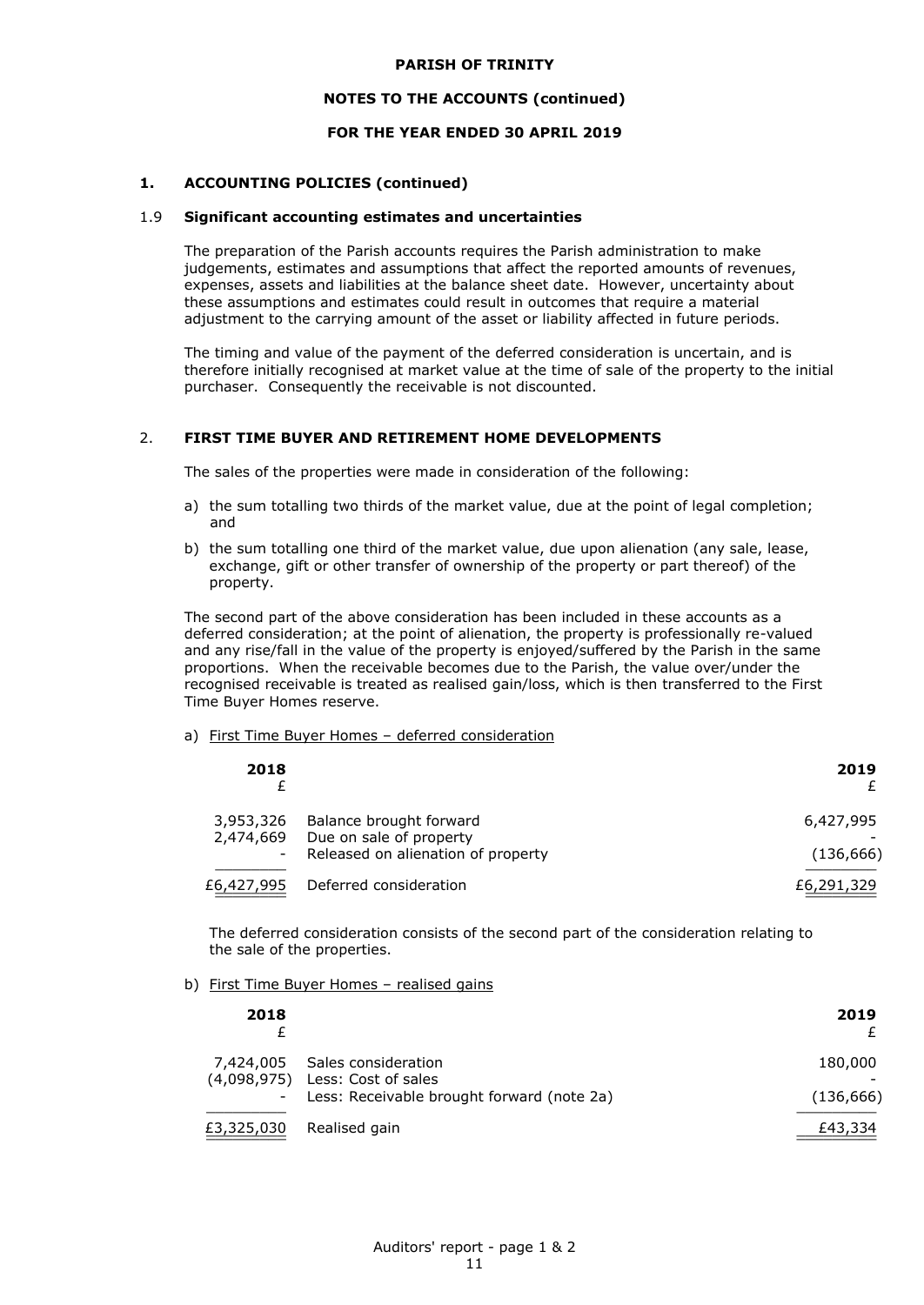PARISH OF TRINITY

NOTES TO THE ACCOUNTS (continued)

FOR THE YEAR ENDED 30 APRIL 2019

## 1. ACCOUNTING POLICIES (continued)

### 1.9 Significant accounting estimates and uncertainties

The preparation of the Parish accounts requires the Parish administration to make judgements, estimates and assumptions that affect the reported amounts of revenues, expenses, assets and liabilities at the balance sheet date. However, uncertainty about these assumptions and estimates could result in outcomes that require a material adjustment to the carrying amount of the asset or liability affected in future periods.

The timing and value of the payment of the deferred consideration is uncertain, and is therefore initially recognised at market value at the time of sale of the property to the initial purchaser. Consequently the receivable is not discounted.

## 2. FIRST TIME BUYER AND RETIREMENT HOME DEVELOPMENTS

The sales of the properties were made in consideration of the following:

a) the sum totalling two thirds of the market value, due at the point of legal completion; and

b) the sum totalling one third of the market value, due upon alienation (any sale, lease, exchange, gift or other transfer of ownership of the property or part thereof) of the property.

The second part of the above consideration has been included in these accounts as a deferred consideration; at the point of alienation, the property is professionally re-valued and any rise/fall in the value of the property is enjoyed/suffered by the Parish in the same proportions. When the receivable becomes due to the Parish, the value over/under the recognised receivable is treated as realised gain/loss, which is then transferred to the First Time Buyer Homes reserve.

a) First Time Buyer Homes – deferred consideration

| 2018 £ | | 2019 £ |
|---|---|---|
| 3,953,326 | Balance brought forward | 6,427,995 |
| 2,474,669 | Due on sale of property | - |
| - | Released on alienation of property | (136,666) |
| £6,427,995 | Deferred consideration | £6,291,329 |

The deferred consideration consists of the second part of the consideration relating to the sale of the properties.

b) First Time Buyer Homes – realised gains

| 2018 £ | | 2019 £ |
|---|---|---|
| 7,424,005 | Sales consideration | 180,000 |
| (4,098,975) | Less: Cost of sales | - |
| - | Less: Receivable brought forward (note 2a) | (136,666) |
| £3,325,030 | Realised gain | £43,334 |

Auditors' report - page 1 & 2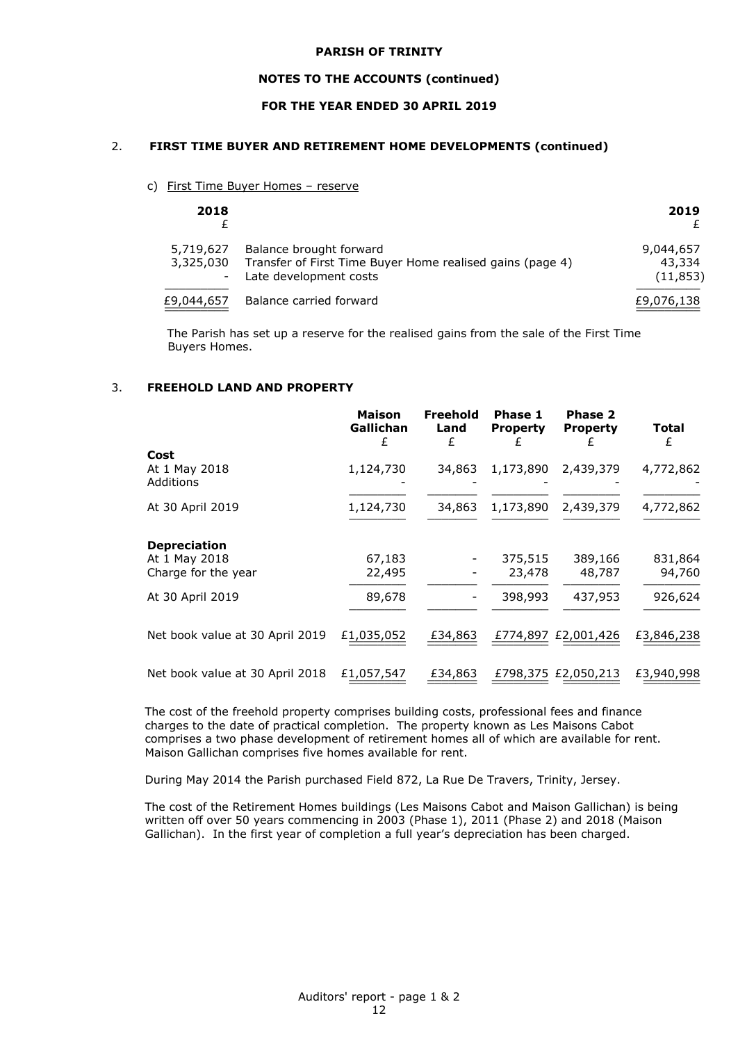**PARISH OF TRINITY**

**NOTES TO THE ACCOUNTS (continued)**

**FOR THE YEAR ENDED 30 APRIL 2019**

## 2. FIRST TIME BUYER AND RETIREMENT HOME DEVELOPMENTS (continued)

c) First Time Buyer Homes – reserve

| 2018 £ | | 2019 £ |
|---|---|---|
| 5,719,627 | Balance brought forward | 9,044,657 |
| 3,325,030 | Transfer of First Time Buyer Home realised gains (page 4) | 43,334 |
| - | Late development costs | (11,853) |
| £9,044,657 | Balance carried forward | £9,076,138 |

The Parish has set up a reserve for the realised gains from the sale of the First Time Buyers Homes.

## 3. FREEHOLD LAND AND PROPERTY

| | Maison Gallichan £ | Freehold Land £ | Phase 1 Property £ | Phase 2 Property £ | Total £ |
|---|---|---|---|---|---|
| **Cost** | | | | | |
| At 1 May 2018 | 1,124,730 | 34,863 | 1,173,890 | 2,439,379 | 4,772,862 |
| Additions | - | - | - | - | - |
| At 30 April 2019 | 1,124,730 | 34,863 | 1,173,890 | 2,439,379 | 4,772,862 |
| **Depreciation** | | | | | |
| At 1 May 2018 | 67,183 | - | 375,515 | 389,166 | 831,864 |
| Charge for the year | 22,495 | - | 23,478 | 48,787 | 94,760 |
| At 30 April 2019 | 89,678 | - | 398,993 | 437,953 | 926,624 |
| Net book value at 30 April 2019 | £1,035,052 | £34,863 | £774,897 | £2,001,426 | £3,846,238 |
| Net book value at 30 April 2018 | £1,057,547 | £34,863 | £798,375 | £2,050,213 | £3,940,998 |

The cost of the freehold property comprises building costs, professional fees and finance charges to the date of practical completion. The property known as Les Maisons Cabot comprises a two phase development of retirement homes all of which are available for rent. Maison Gallichan comprises five homes available for rent.

During May 2014 the Parish purchased Field 872, La Rue De Travers, Trinity, Jersey.

The cost of the Retirement Homes buildings (Les Maisons Cabot and Maison Gallichan) is being written off over 50 years commencing in 2003 (Phase 1), 2011 (Phase 2) and 2018 (Maison Gallichan). In the first year of completion a full year's depreciation has been charged.

Auditors' report - page 1 & 2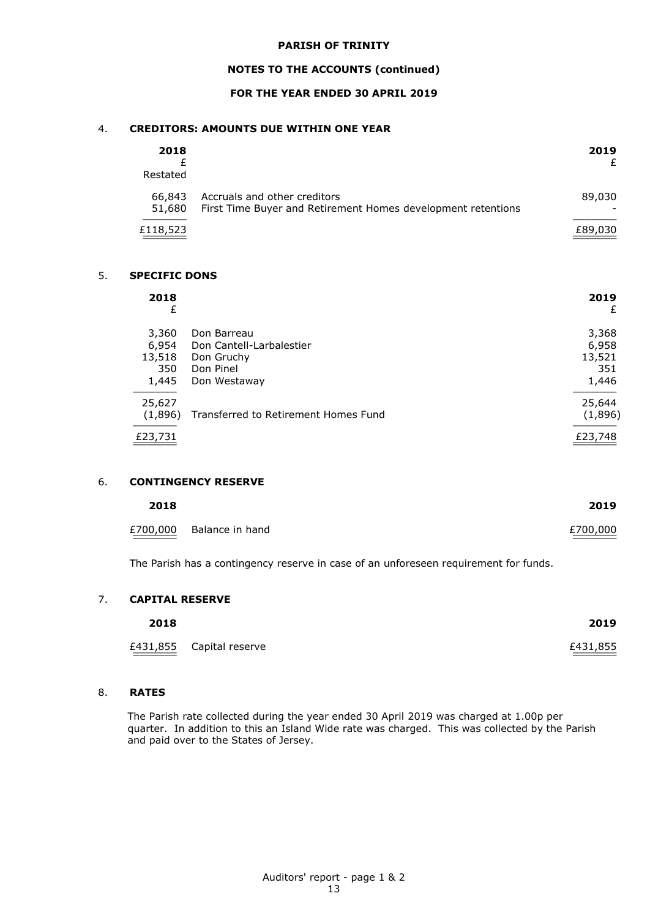**PARISH OF TRINITY**

**NOTES TO THE ACCOUNTS (continued)**

**FOR THE YEAR ENDED 30 APRIL 2019**

## 4. CREDITORS: AMOUNTS DUE WITHIN ONE YEAR

| 2018 £ Restated | | 2019 £ |
|---|---|---|
| 66,843 | Accruals and other creditors | 89,030 |
| 51,680 | First Time Buyer and Retirement Homes development retentions | - |
| £118,523 | | £89,030 |

## 5. SPECIFIC DONS

| 2018 £ | | 2019 £ |
|---|---|---|
| 3,360 | Don Barreau | 3,368 |
| 6,954 | Don Cantell-Larbalestier | 6,958 |
| 13,518 | Don Gruchy | 13,521 |
| 350 | Don Pinel | 351 |
| 1,445 | Don Westaway | 1,446 |
| 25,627 | | 25,644 |
| (1,896) | Transferred to Retirement Homes Fund | (1,896) |
| £23,731 | | £23,748 |

## 6. CONTINGENCY RESERVE

| 2018 | | 2019 |
|---|---|---|
| £700,000 | Balance in hand | £700,000 |

The Parish has a contingency reserve in case of an unforeseen requirement for funds.

## 7. CAPITAL RESERVE

| 2018 | | 2019 |
|---|---|---|
| £431,855 | Capital reserve | £431,855 |

## 8. RATES

The Parish rate collected during the year ended 30 April 2019 was charged at 1.00p per quarter. In addition to this an Island Wide rate was charged. This was collected by the Parish and paid over to the States of Jersey.

Auditors' report - page 1 & 2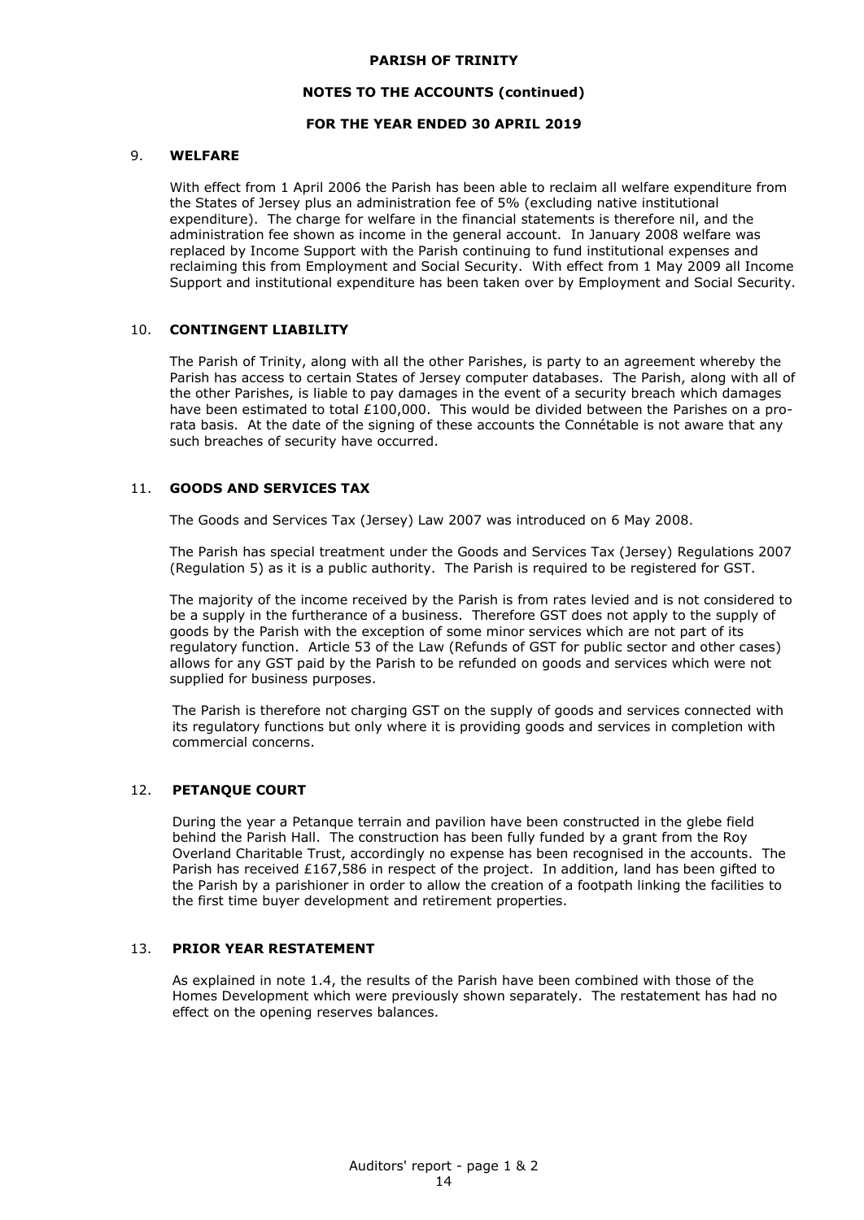# PARISH OF TRINITY

## NOTES TO THE ACCOUNTS (continued)

## FOR THE YEAR ENDED 30 APRIL 2019

### 9. WELFARE

With effect from 1 April 2006 the Parish has been able to reclaim all welfare expenditure from the States of Jersey plus an administration fee of 5% (excluding native institutional expenditure). The charge for welfare in the financial statements is therefore nil, and the administration fee shown as income in the general account. In January 2008 welfare was replaced by Income Support with the Parish continuing to fund institutional expenses and reclaiming this from Employment and Social Security. With effect from 1 May 2009 all Income Support and institutional expenditure has been taken over by Employment and Social Security.

### 10. CONTINGENT LIABILITY

The Parish of Trinity, along with all the other Parishes, is party to an agreement whereby the Parish has access to certain States of Jersey computer databases. The Parish, along with all of the other Parishes, is liable to pay damages in the event of a security breach which damages have been estimated to total £100,000. This would be divided between the Parishes on a pro-rata basis. At the date of the signing of these accounts the Connétable is not aware that any such breaches of security have occurred.

### 11. GOODS AND SERVICES TAX

The Goods and Services Tax (Jersey) Law 2007 was introduced on 6 May 2008.

The Parish has special treatment under the Goods and Services Tax (Jersey) Regulations 2007 (Regulation 5) as it is a public authority. The Parish is required to be registered for GST.

The majority of the income received by the Parish is from rates levied and is not considered to be a supply in the furtherance of a business. Therefore GST does not apply to the supply of goods by the Parish with the exception of some minor services which are not part of its regulatory function. Article 53 of the Law (Refunds of GST for public sector and other cases) allows for any GST paid by the Parish to be refunded on goods and services which were not supplied for business purposes.

The Parish is therefore not charging GST on the supply of goods and services connected with its regulatory functions but only where it is providing goods and services in completion with commercial concerns.

### 12. PETANQUE COURT

During the year a Petanque terrain and pavilion have been constructed in the glebe field behind the Parish Hall. The construction has been fully funded by a grant from the Roy Overland Charitable Trust, accordingly no expense has been recognised in the accounts. The Parish has received £167,586 in respect of the project. In addition, land has been gifted to the Parish by a parishioner in order to allow the creation of a footpath linking the facilities to the first time buyer development and retirement properties.

### 13. PRIOR YEAR RESTATEMENT

As explained in note 1.4, the results of the Parish have been combined with those of the Homes Development which were previously shown separately. The restatement has had no effect on the opening reserves balances.

Auditors' report - page 1 & 2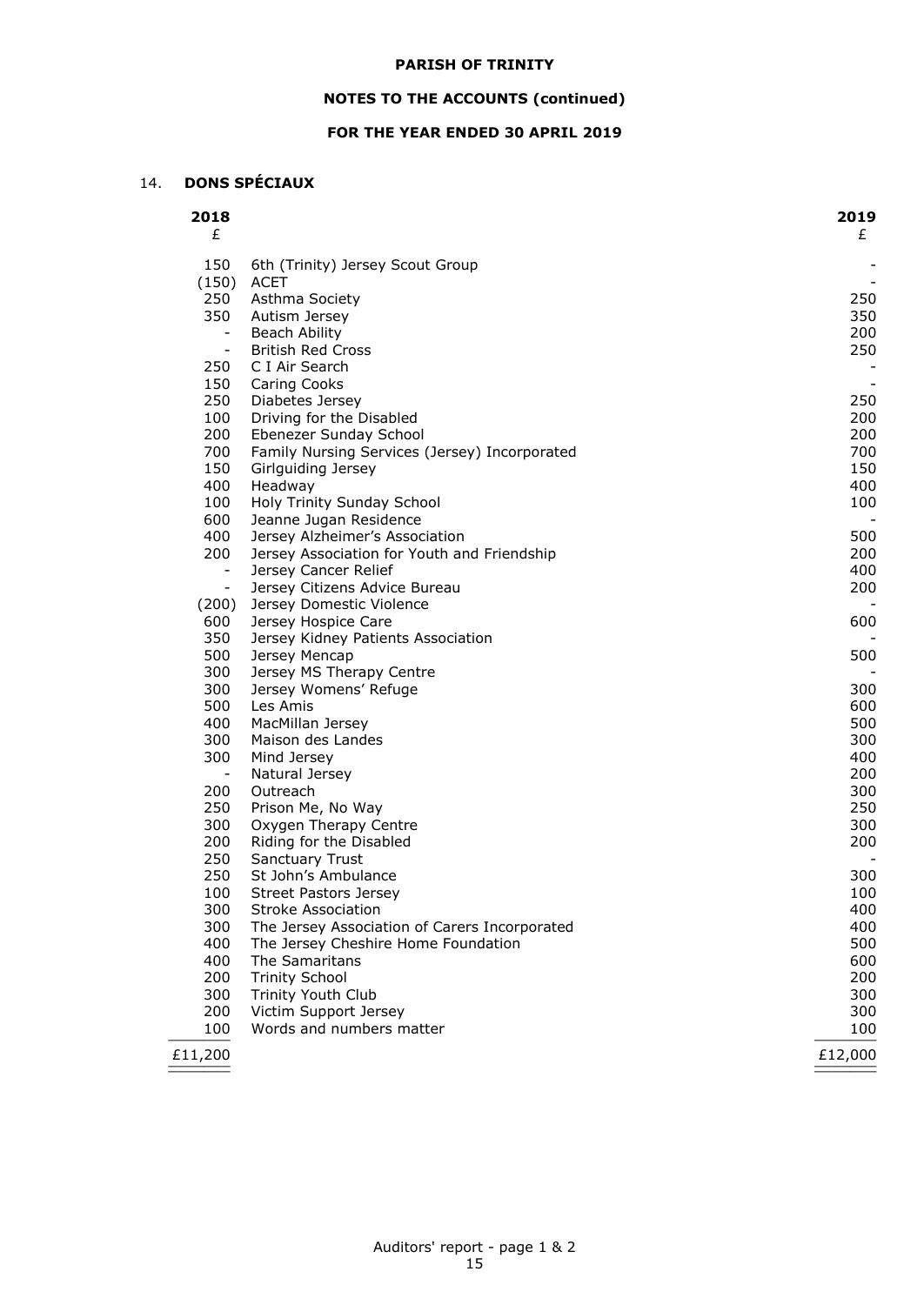# PARISH OF TRINITY

## NOTES TO THE ACCOUNTS (continued)

## FOR THE YEAR ENDED 30 APRIL 2019

### 14. DONS SPÉCIAUX

| 2018 £ | | 2019 £ |
|---|---|---|
| 150 | 6th (Trinity) Jersey Scout Group | - |
| (150) | ACET | - |
| 250 | Asthma Society | 250 |
| 350 | Autism Jersey | 350 |
| - | Beach Ability | 200 |
| - | British Red Cross | 250 |
| 250 | C I Air Search | - |
| 150 | Caring Cooks | - |
| 250 | Diabetes Jersey | 250 |
| 100 | Driving for the Disabled | 200 |
| 200 | Ebenezer Sunday School | 200 |
| 700 | Family Nursing Services (Jersey) Incorporated | 700 |
| 150 | Girlguiding Jersey | 150 |
| 400 | Headway | 400 |
| 100 | Holy Trinity Sunday School | 100 |
| 600 | Jeanne Jugan Residence | - |
| 400 | Jersey Alzheimer's Association | 500 |
| 200 | Jersey Association for Youth and Friendship | 200 |
| - | Jersey Cancer Relief | 400 |
| - | Jersey Citizens Advice Bureau | 200 |
| (200) | Jersey Domestic Violence | - |
| 600 | Jersey Hospice Care | 600 |
| 350 | Jersey Kidney Patients Association | - |
| 500 | Jersey Mencap | 500 |
| 300 | Jersey MS Therapy Centre | - |
| 300 | Jersey Womens' Refuge | 300 |
| 500 | Les Amis | 600 |
| 400 | MacMillan Jersey | 500 |
| 300 | Maison des Landes | 300 |
| 300 | Mind Jersey | 400 |
| - | Natural Jersey | 200 |
| 200 | Outreach | 300 |
| 250 | Prison Me, No Way | 250 |
| 300 | Oxygen Therapy Centre | 300 |
| 200 | Riding for the Disabled | 200 |
| 250 | Sanctuary Trust | - |
| 250 | St John's Ambulance | 300 |
| 100 | Street Pastors Jersey | 100 |
| 300 | Stroke Association | 400 |
| 300 | The Jersey Association of Carers Incorporated | 400 |
| 400 | The Jersey Cheshire Home Foundation | 500 |
| 400 | The Samaritans | 600 |
| 200 | Trinity School | 200 |
| 300 | Trinity Youth Club | 300 |
| 200 | Victim Support Jersey | 300 |
| 100 | Words and numbers matter | 100 |
| £11,200 | | £12,000 |

Auditors' report - page 1 & 2